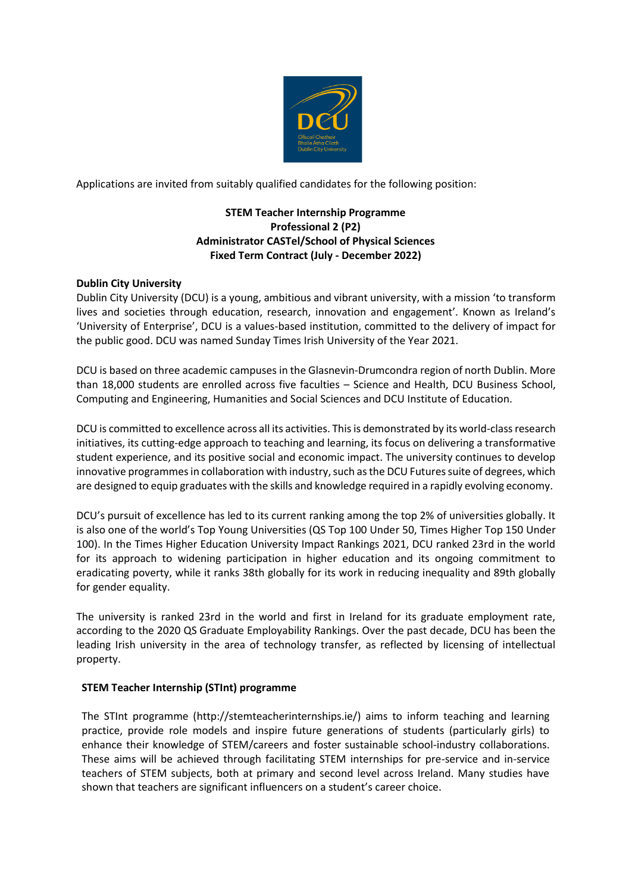Applications are invited from suitably qualified candidates for the following position:

**STEM Teacher Internship Programme**
**Professional 2 (P2)**
**Administrator CASTeL/School of Physical Sciences**
**Fixed Term Contract (July - December 2022)**

**Dublin City University**

Dublin City University (DCU) is a young, ambitious and vibrant university, with a mission 'to transform lives and societies through education, research, innovation and engagement'. Known as Ireland's 'University of Enterprise', DCU is a values-based institution, committed to the delivery of impact for the public good. DCU was named Sunday Times Irish University of the Year 2021.

DCU is based on three academic campuses in the Glasnevin-Drumcondra region of north Dublin. More than 18,000 students are enrolled across five faculties – Science and Health, DCU Business School, Computing and Engineering, Humanities and Social Sciences and DCU Institute of Education.

DCU is committed to excellence across all its activities. This is demonstrated by its world-class research initiatives, its cutting-edge approach to teaching and learning, its focus on delivering a transformative student experience, and its positive social and economic impact. The university continues to develop innovative programmes in collaboration with industry, such as the DCU Futures suite of degrees, which are designed to equip graduates with the skills and knowledge required in a rapidly evolving economy.

DCU's pursuit of excellence has led to its current ranking among the top 2% of universities globally. It is also one of the world's Top Young Universities (QS Top 100 Under 50, Times Higher Top 150 Under 100). In the Times Higher Education University Impact Rankings 2021, DCU ranked 23rd in the world for its approach to widening participation in higher education and its ongoing commitment to eradicating poverty, while it ranks 38th globally for its work in reducing inequality and 89th globally for gender equality.

The university is ranked 23rd in the world and first in Ireland for its graduate employment rate, according to the 2020 QS Graduate Employability Rankings. Over the past decade, DCU has been the leading Irish university in the area of technology transfer, as reflected by licensing of intellectual property.

**STEM Teacher Internship (STInt) programme**

The STInt programme (http://stemteacherinternships.ie/) aims to inform teaching and learning practice, provide role models and inspire future generations of students (particularly girls) to enhance their knowledge of STEM/careers and foster sustainable school-industry collaborations. These aims will be achieved through facilitating STEM internships for pre-service and in-service teachers of STEM subjects, both at primary and second level across Ireland. Many studies have shown that teachers are significant influencers on a student's career choice.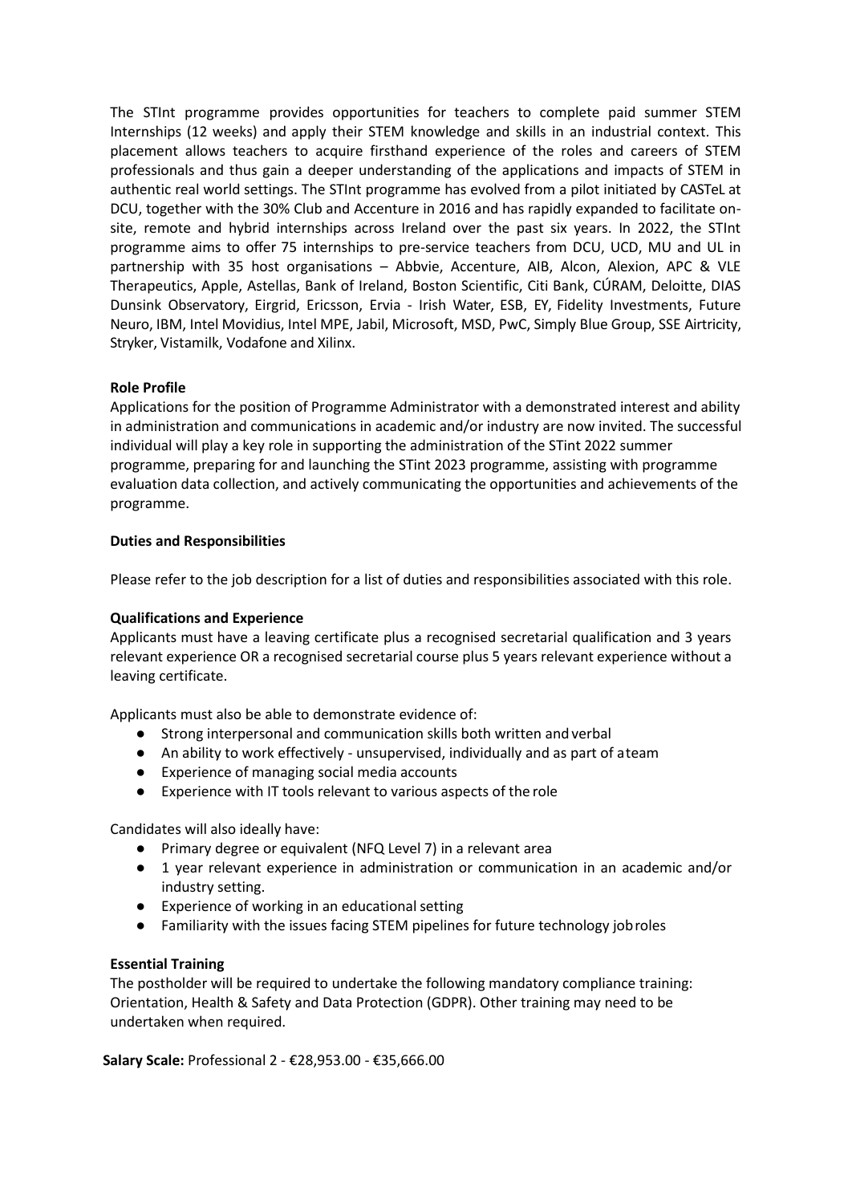The STInt programme provides opportunities for teachers to complete paid summer STEM Internships (12 weeks) and apply their STEM knowledge and skills in an industrial context. This placement allows teachers to acquire firsthand experience of the roles and careers of STEM professionals and thus gain a deeper understanding of the applications and impacts of STEM in authentic real world settings. The STInt programme has evolved from a pilot initiated by CASTeL at DCU, together with the 30% Club and Accenture in 2016 and has rapidly expanded to facilitate on-site, remote and hybrid internships across Ireland over the past six years. In 2022, the STInt programme aims to offer 75 internships to pre-service teachers from DCU, UCD, MU and UL in partnership with 35 host organisations – Abbvie, Accenture, AIB, Alcon, Alexion, APC & VLE Therapeutics, Apple, Astellas, Bank of Ireland, Boston Scientific, Citi Bank, CÚRAM, Deloitte, DIAS Dunsink Observatory, Eirgrid, Ericsson, Ervia - Irish Water, ESB, EY, Fidelity Investments, Future Neuro, IBM, Intel Movidius, Intel MPE, Jabil, Microsoft, MSD, PwC, Simply Blue Group, SSE Airtricity, Stryker, Vistamilk, Vodafone and Xilinx.

**Role Profile**

Applications for the position of Programme Administrator with a demonstrated interest and ability in administration and communications in academic and/or industry are now invited. The successful individual will play a key role in supporting the administration of the STint 2022 summer programme, preparing for and launching the STint 2023 programme, assisting with programme evaluation data collection, and actively communicating the opportunities and achievements of the programme.

**Duties and Responsibilities**

Please refer to the job description for a list of duties and responsibilities associated with this role.

**Qualifications and Experience**

Applicants must have a leaving certificate plus a recognised secretarial qualification and 3 years relevant experience OR a recognised secretarial course plus 5 years relevant experience without a leaving certificate.

Applicants must also be able to demonstrate evidence of:

- Strong interpersonal and communication skills both written and verbal
- An ability to work effectively - unsupervised, individually and as part of a team
- Experience of managing social media accounts
- Experience with IT tools relevant to various aspects of the role

Candidates will also ideally have:

- Primary degree or equivalent (NFQ Level 7) in a relevant area
- 1 year relevant experience in administration or communication in an academic and/or industry setting.
- Experience of working in an educational setting
- Familiarity with the issues facing STEM pipelines for future technology job roles

**Essential Training**

The postholder will be required to undertake the following mandatory compliance training: Orientation, Health & Safety and Data Protection (GDPR). Other training may need to be undertaken when required.

**Salary Scale:** Professional 2 - €28,953.00 - €35,666.00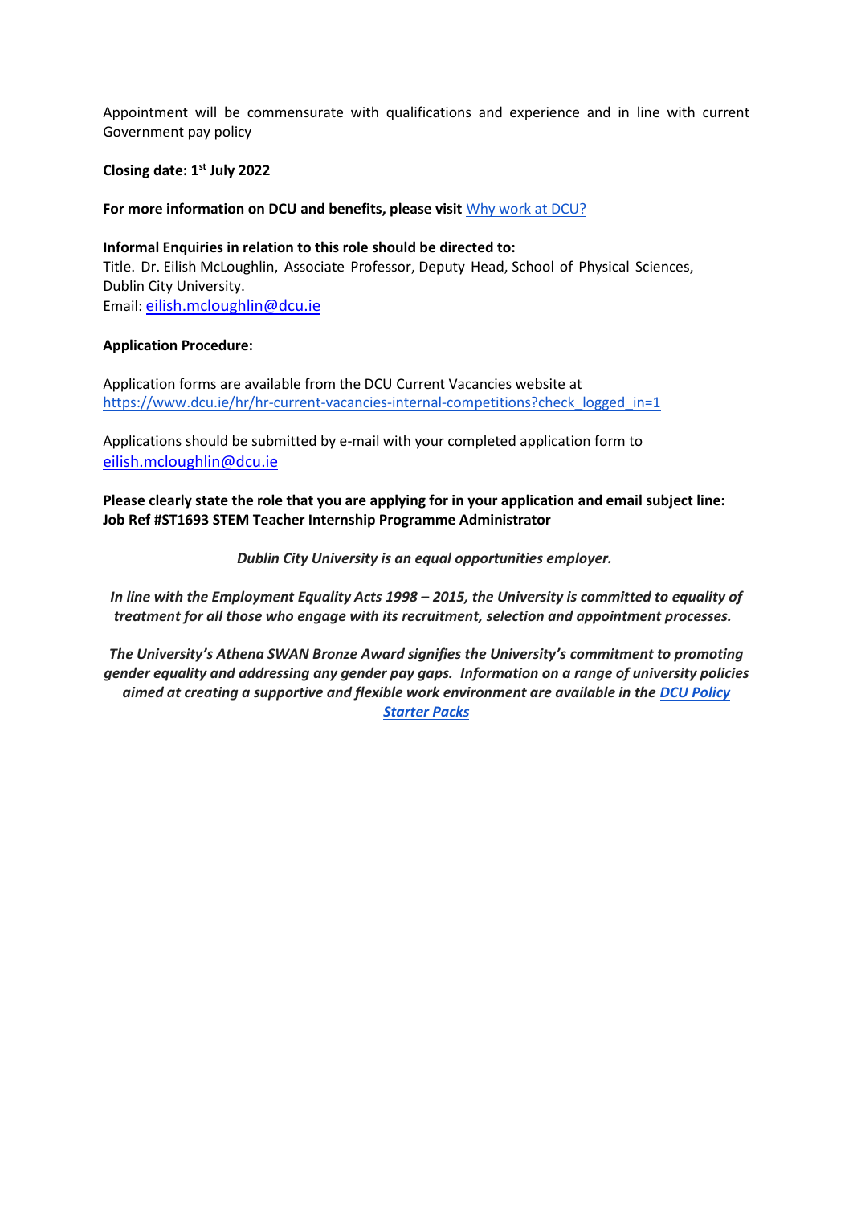Appointment will be commensurate with qualifications and experience and in line with current Government pay policy

**Closing date: 1st July 2022**

**For more information on DCU and benefits, please visit** [Why work at DCU?]

**Informal Enquiries in relation to this role should be directed to:**
Title. Dr. Eilish McLoughlin, Associate Professor, Deputy Head, School of Physical Sciences, Dublin City University.
Email: eilish.mcloughlin@dcu.ie

**Application Procedure:**

Application forms are available from the DCU Current Vacancies website at https://www.dcu.ie/hr/hr-current-vacancies-internal-competitions?check_logged_in=1

Applications should be submitted by e-mail with your completed application form to eilish.mcloughlin@dcu.ie

**Please clearly state the role that you are applying for in your application and email subject line: Job Ref #ST1693 STEM Teacher Internship Programme Administrator**

***Dublin City University is an equal opportunities employer.***

***In line with the Employment Equality Acts 1998 – 2015, the University is committed to equality of treatment for all those who engage with its recruitment, selection and appointment processes.***

***The University's Athena SWAN Bronze Award signifies the University's commitment to promoting gender equality and addressing any gender pay gaps. Information on a range of university policies aimed at creating a supportive and flexible work environment are available in the DCU Policy Starter Packs***